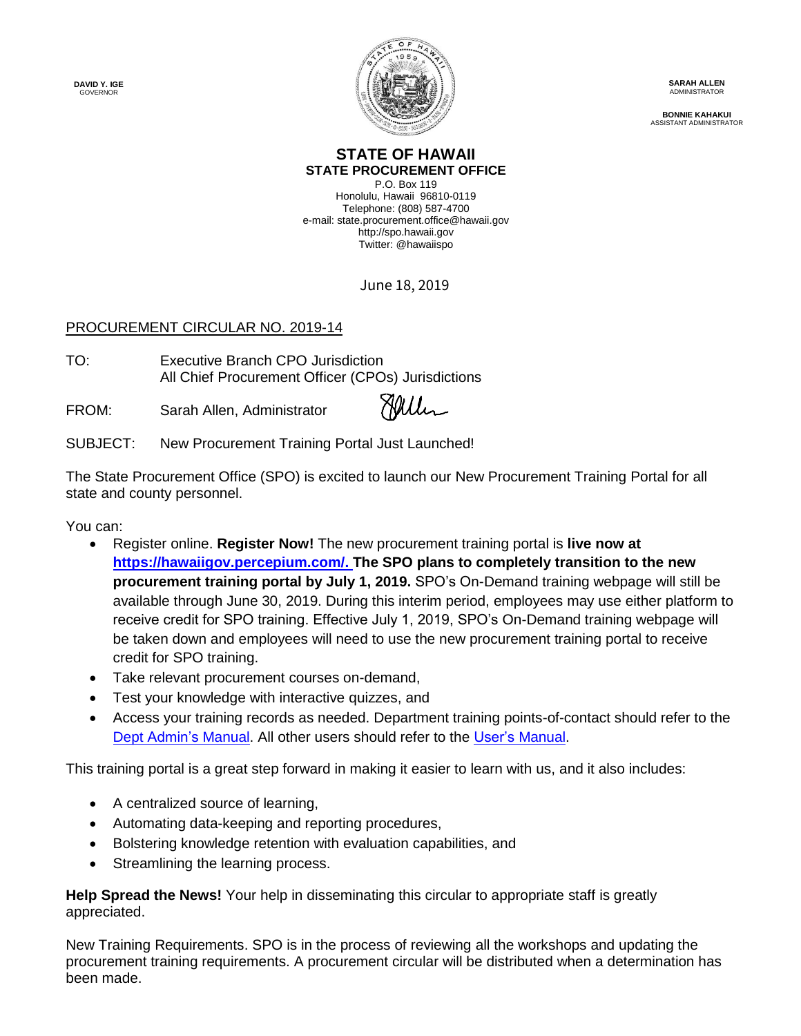**DAVID Y. IGE**
GOVERNOR

**SARAH ALLEN**
ADMINISTRATOR

**BONNIE KAHAKUI**
ASSISTANT ADMINISTRATOR

# STATE OF HAWAII
## STATE PROCUREMENT OFFICE

P.O. Box 119
Honolulu, Hawaii 96810-0119
Telephone: (808) 587-4700
e-mail: state.procurement.office@hawaii.gov
http://spo.hawaii.gov
Twitter: @hawaiispo

June 18, 2019

PROCUREMENT CIRCULAR NO. 2019-14

TO: Executive Branch CPO Jurisdiction
All Chief Procurement Officer (CPOs) Jurisdictions

FROM: Sarah Allen, Administrator

SUBJECT: New Procurement Training Portal Just Launched!

The State Procurement Office (SPO) is excited to launch our New Procurement Training Portal for all state and county personnel.

You can:

- Register online. **Register Now!** The new procurement training portal is **live now at https://hawaiigov.percepium.com/. The SPO plans to completely transition to the new procurement training portal by July 1, 2019.** SPO's On-Demand training webpage will still be available through June 30, 2019. During this interim period, employees may use either platform to receive credit for SPO training. Effective July 1, 2019, SPO's On-Demand training webpage will be taken down and employees will need to use the new procurement training portal to receive credit for SPO training.
- Take relevant procurement courses on-demand,
- Test your knowledge with interactive quizzes, and
- Access your training records as needed. Department training points-of-contact should refer to the Dept Admin's Manual. All other users should refer to the User's Manual.

This training portal is a great step forward in making it easier to learn with us, and it also includes:

- A centralized source of learning,
- Automating data-keeping and reporting procedures,
- Bolstering knowledge retention with evaluation capabilities, and
- Streamlining the learning process.

**Help Spread the News!** Your help in disseminating this circular to appropriate staff is greatly appreciated.

New Training Requirements. SPO is in the process of reviewing all the workshops and updating the procurement training requirements. A procurement circular will be distributed when a determination has been made.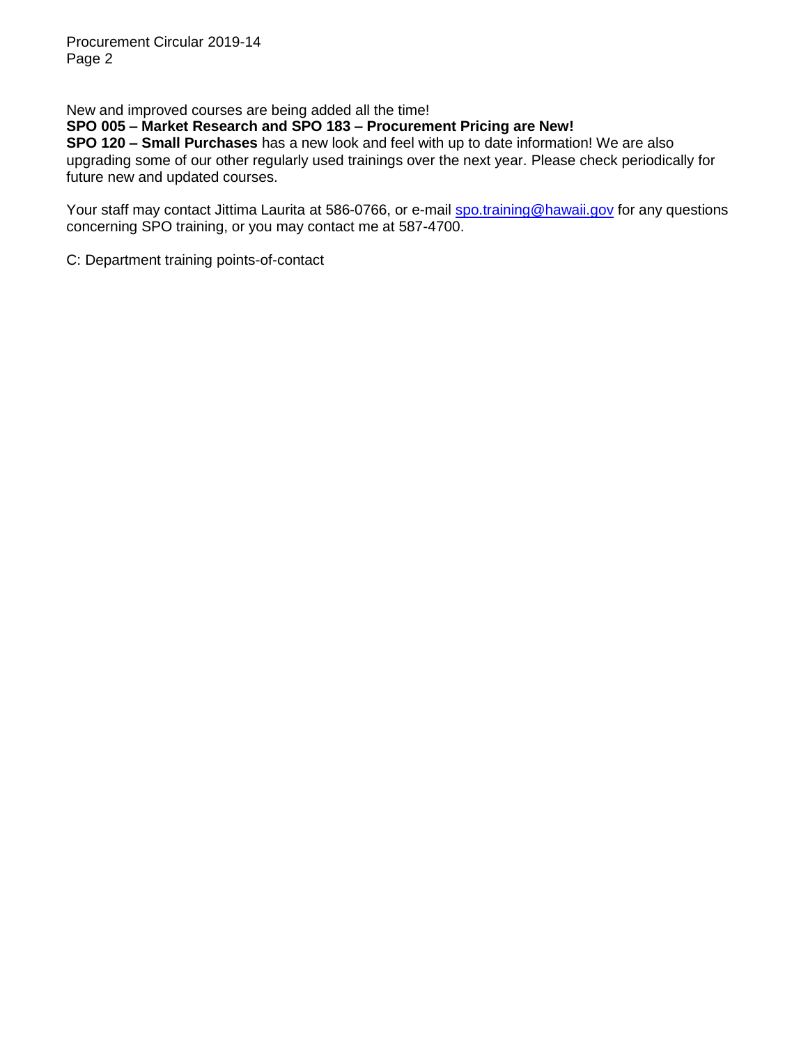New and improved courses are being added all the time!
**SPO 005 – Market Research and SPO 183 – Procurement Pricing are New!**
**SPO 120 – Small Purchases** has a new look and feel with up to date information! We are also upgrading some of our other regularly used trainings over the next year. Please check periodically for future new and updated courses.

Your staff may contact Jittima Laurita at 586-0766, or e-mail spo.training@hawaii.gov for any questions concerning SPO training, or you may contact me at 587-4700.

C: Department training points-of-contact